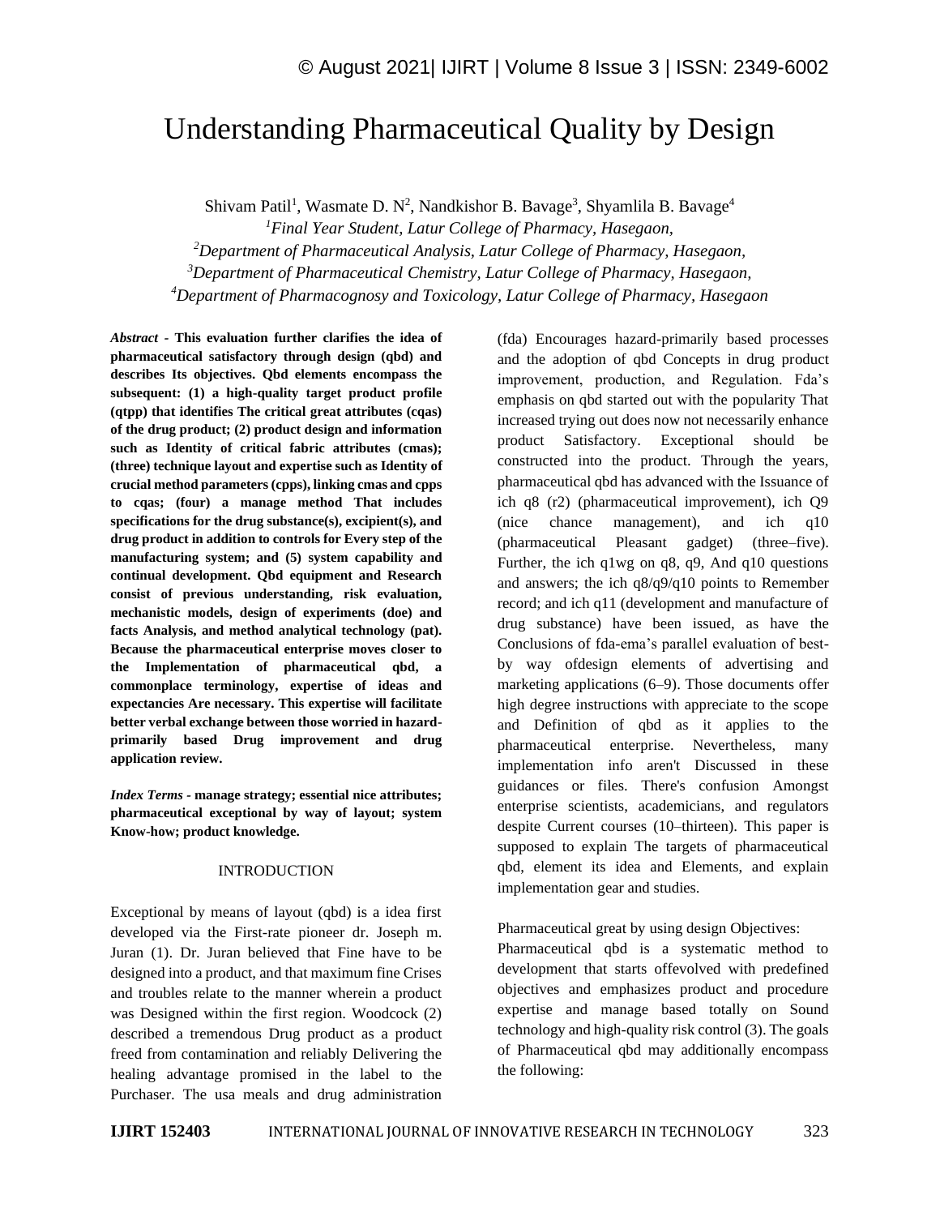# Understanding Pharmaceutical Quality by Design

Shivam Patil[1], Wasmate D. N[2], Nandkishor B. Bavage[3], Shyamlila B. Bavage[4]

[1]*Final Year Student, Latur College of Pharmacy, Hasegaon,*
[2]*Department of Pharmaceutical Analysis, Latur College of Pharmacy, Hasegaon,*
[3]*Department of Pharmaceutical Chemistry, Latur College of Pharmacy, Hasegaon,*
[4]*Department of Pharmacognosy and Toxicology, Latur College of Pharmacy, Hasegaon*

***Abstract* - This evaluation further clarifies the idea of pharmaceutical satisfactory through design (qbd) and describes Its objectives. Qbd elements encompass the subsequent: (1) a high-quality target product profile (qtpp) that identifies The critical great attributes (cqas) of the drug product; (2) product design and information such as Identity of critical fabric attributes (cmas); (three) technique layout and expertise such as Identity of crucial method parameters (cpps), linking cmas and cpps to cqas; (four) a manage method That includes specifications for the drug substance(s), excipient(s), and drug product in addition to controls for Every step of the manufacturing system; and (5) system capability and continual development. Qbd equipment and Research consist of previous understanding, risk evaluation, mechanistic models, design of experiments (doe) and facts Analysis, and method analytical technology (pat). Because the pharmaceutical enterprise moves closer to the Implementation of pharmaceutical qbd, a commonplace terminology, expertise of ideas and expectancies Are necessary. This expertise will facilitate better verbal exchange between those worried in hazard-primarily based Drug improvement and drug application review.**

***Index Terms* - manage strategy; essential nice attributes; pharmaceutical exceptional by way of layout; system Know-how; product knowledge.**

## INTRODUCTION

Exceptional by means of layout (qbd) is a idea first developed via the First-rate pioneer dr. Joseph m. Juran (1). Dr. Juran believed that Fine have to be designed into a product, and that maximum fine Crises and troubles relate to the manner wherein a product was Designed within the first region. Woodcock (2) described a tremendous Drug product as a product freed from contamination and reliably Delivering the healing advantage promised in the label to the Purchaser. The usa meals and drug administration (fda) Encourages hazard-primarily based processes and the adoption of qbd Concepts in drug product improvement, production, and Regulation. Fda's emphasis on qbd started out with the popularity That increased trying out does now not necessarily enhance product Satisfactory. Exceptional should be constructed into the product. Through the years, pharmaceutical qbd has advanced with the Issuance of ich q8 (r2) (pharmaceutical improvement), ich Q9 (nice chance management), and ich q10 (pharmaceutical Pleasant gadget) (three–five). Further, the ich q1wg on q8, q9, And q10 questions and answers; the ich q8/q9/q10 points to Remember record; and ich q11 (development and manufacture of drug substance) have been issued, as have the Conclusions of fda-ema's parallel evaluation of best-by way ofdesign elements of advertising and marketing applications (6–9). Those documents offer high degree instructions with appreciate to the scope and Definition of qbd as it applies to the pharmaceutical enterprise. Nevertheless, many implementation info aren't Discussed in these guidances or files. There's confusion Amongst enterprise scientists, academicians, and regulators despite Current courses (10–thirteen). This paper is supposed to explain The targets of pharmaceutical qbd, element its idea and Elements, and explain implementation gear and studies.

Pharmaceutical great by using design Objectives:

Pharmaceutical qbd is a systematic method to development that starts offevolved with predefined objectives and emphasizes product and procedure expertise and manage based totally on Sound technology and high-quality risk control (3). The goals of Pharmaceutical qbd may additionally encompass the following: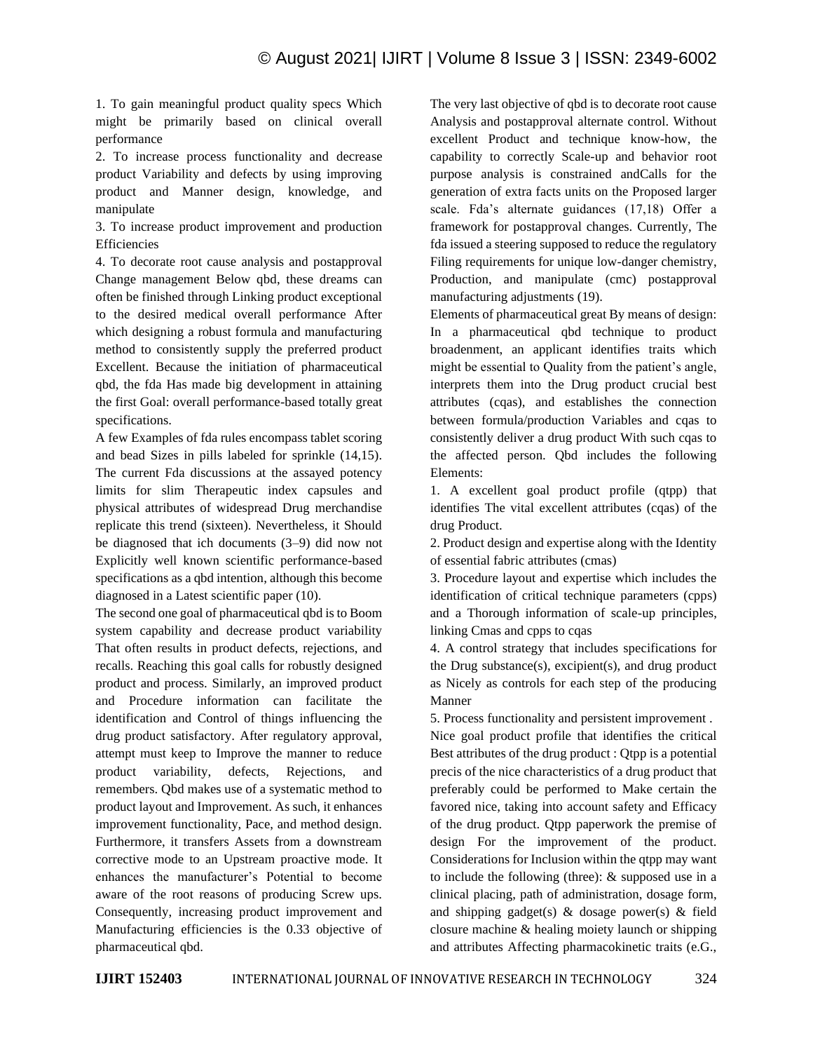1. To gain meaningful product quality specs Which might be primarily based on clinical overall performance
2. To increase process functionality and decrease product Variability and defects by using improving product and Manner design, knowledge, and manipulate
3. To increase product improvement and production Efficiencies
4. To decorate root cause analysis and postapproval Change management Below qbd, these dreams can often be finished through Linking product exceptional to the desired medical overall performance After which designing a robust formula and manufacturing method to consistently supply the preferred product Excellent. Because the initiation of pharmaceutical qbd, the fda Has made big development in attaining the first Goal: overall performance-based totally great specifications.

A few Examples of fda rules encompass tablet scoring and bead Sizes in pills labeled for sprinkle (14,15). The current Fda discussions at the assayed potency limits for slim Therapeutic index capsules and physical attributes of widespread Drug merchandise replicate this trend (sixteen). Nevertheless, it Should be diagnosed that ich documents (3–9) did now not Explicitly well known scientific performance-based specifications as a qbd intention, although this become diagnosed in a Latest scientific paper (10).

The second one goal of pharmaceutical qbd is to Boom system capability and decrease product variability That often results in product defects, rejections, and recalls. Reaching this goal calls for robustly designed product and process. Similarly, an improved product and Procedure information can facilitate the identification and Control of things influencing the drug product satisfactory. After regulatory approval, attempt must keep to Improve the manner to reduce product variability, defects, Rejections, and remembers. Qbd makes use of a systematic method to product layout and Improvement. As such, it enhances improvement functionality, Pace, and method design. Furthermore, it transfers Assets from a downstream corrective mode to an Upstream proactive mode. It enhances the manufacturer's Potential to become aware of the root reasons of producing Screw ups. Consequently, increasing product improvement and Manufacturing efficiencies is the 0.33 objective of pharmaceutical qbd.

The very last objective of qbd is to decorate root cause Analysis and postapproval alternate control. Without excellent Product and technique know-how, the capability to correctly Scale-up and behavior root purpose analysis is constrained andCalls for the generation of extra facts units on the Proposed larger scale. Fda's alternate guidances (17,18) Offer a framework for postapproval changes. Currently, The fda issued a steering supposed to reduce the regulatory Filing requirements for unique low-danger chemistry, Production, and manipulate (cmc) postapproval manufacturing adjustments (19).

Elements of pharmaceutical great By means of design: In a pharmaceutical qbd technique to product broadenment, an applicant identifies traits which might be essential to Quality from the patient's angle, interprets them into the Drug product crucial best attributes (cqas), and establishes the connection between formula/production Variables and cqas to consistently deliver a drug product With such cqas to the affected person. Qbd includes the following Elements:

1. A excellent goal product profile (qtpp) that identifies The vital excellent attributes (cqas) of the drug Product.
2. Product design and expertise along with the Identity of essential fabric attributes (cmas)
3. Procedure layout and expertise which includes the identification of critical technique parameters (cpps) and a Thorough information of scale-up principles, linking Cmas and cpps to cqas
4. A control strategy that includes specifications for the Drug substance(s), excipient(s), and drug product as Nicely as controls for each step of the producing Manner
5. Process functionality and persistent improvement .

Nice goal product profile that identifies the critical Best attributes of the drug product : Qtpp is a potential precis of the nice characteristics of a drug product that preferably could be performed to Make certain the favored nice, taking into account safety and Efficacy of the drug product. Qtpp paperwork the premise of design For the improvement of the product. Considerations for Inclusion within the qtpp may want to include the following (three): & supposed use in a clinical placing, path of administration, dosage form, and shipping gadget(s) & dosage power(s) & field closure machine & healing moiety launch or shipping and attributes Affecting pharmacokinetic traits (e.G.,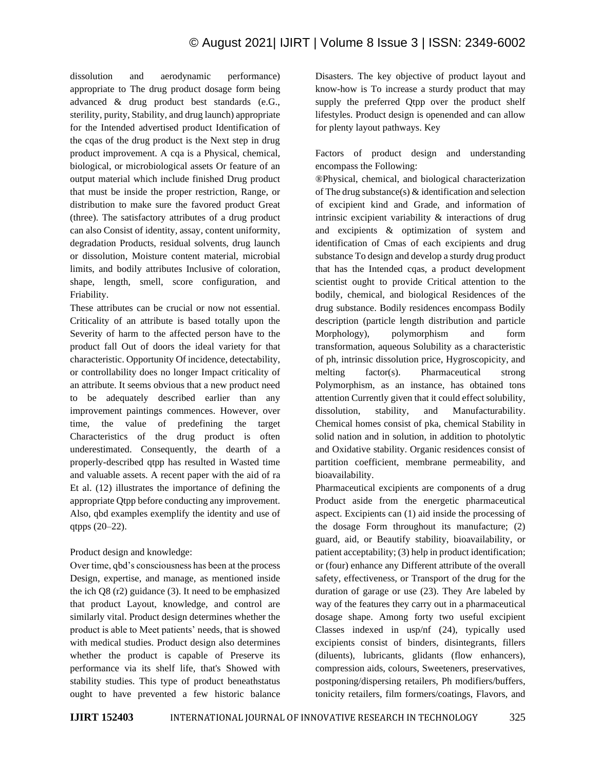dissolution and aerodynamic performance) appropriate to The drug product dosage form being advanced & drug product best standards (e.G., sterility, purity, Stability, and drug launch) appropriate for the Intended advertised product Identification of the cqas of the drug product is the Next step in drug product improvement. A cqa is a Physical, chemical, biological, or microbiological assets Or feature of an output material which include finished Drug product that must be inside the proper restriction, Range, or distribution to make sure the favored product Great (three). The satisfactory attributes of a drug product can also Consist of identity, assay, content uniformity, degradation Products, residual solvents, drug launch or dissolution, Moisture content material, microbial limits, and bodily attributes Inclusive of coloration, shape, length, smell, score configuration, and Friability.

These attributes can be crucial or now not essential. Criticality of an attribute is based totally upon the Severity of harm to the affected person have to the product fall Out of doors the ideal variety for that characteristic. Opportunity Of incidence, detectability, or controllability does no longer Impact criticality of an attribute. It seems obvious that a new product need to be adequately described earlier than any improvement paintings commences. However, over time, the value of predefining the target Characteristics of the drug product is often underestimated. Consequently, the dearth of a properly-described qtpp has resulted in Wasted time and valuable assets. A recent paper with the aid of ra Et al. (12) illustrates the importance of defining the appropriate Qtpp before conducting any improvement. Also, qbd examples exemplify the identity and use of qtpps (20–22).

Product design and knowledge:

Over time, qbd's consciousness has been at the process Design, expertise, and manage, as mentioned inside the ich Q8 (r2) guidance (3). It need to be emphasized that product Layout, knowledge, and control are similarly vital. Product design determines whether the product is able to Meet patients' needs, that is showed with medical studies. Product design also determines whether the product is capable of Preserve its performance via its shelf life, that's Showed with stability studies. This type of product beneathstatus ought to have prevented a few historic balance Disasters. The key objective of product layout and know-how is To increase a sturdy product that may supply the preferred Qtpp over the product shelf lifestyles. Product design is openended and can allow for plenty layout pathways. Key

Factors of product design and understanding encompass the Following:

®Physical, chemical, and biological characterization of The drug substance(s) & identification and selection of excipient kind and Grade, and information of intrinsic excipient variability & interactions of drug and excipients & optimization of system and identification of Cmas of each excipients and drug substance To design and develop a sturdy drug product that has the Intended cqas, a product development scientist ought to provide Critical attention to the bodily, chemical, and biological Residences of the drug substance. Bodily residences encompass Bodily description (particle length distribution and particle Morphology), polymorphism and form transformation, aqueous Solubility as a characteristic of ph, intrinsic dissolution price, Hygroscopicity, and melting factor(s). Pharmaceutical strong Polymorphism, as an instance, has obtained tons attention Currently given that it could effect solubility, dissolution, stability, and Manufacturability. Chemical homes consist of pka, chemical Stability in solid nation and in solution, in addition to photolytic and Oxidative stability. Organic residences consist of partition coefficient, membrane permeability, and bioavailability.

Pharmaceutical excipients are components of a drug Product aside from the energetic pharmaceutical aspect. Excipients can (1) aid inside the processing of the dosage Form throughout its manufacture; (2) guard, aid, or Beautify stability, bioavailability, or patient acceptability; (3) help in product identification; or (four) enhance any Different attribute of the overall safety, effectiveness, or Transport of the drug for the duration of garage or use (23). They Are labeled by way of the features they carry out in a pharmaceutical dosage shape. Among forty two useful excipient Classes indexed in usp/nf (24), typically used excipients consist of binders, disintegrants, fillers (diluents), lubricants, glidants (flow enhancers), compression aids, colours, Sweeteners, preservatives, postponing/dispersing retailers, Ph modifiers/buffers, tonicity retailers, film formers/coatings, Flavors, and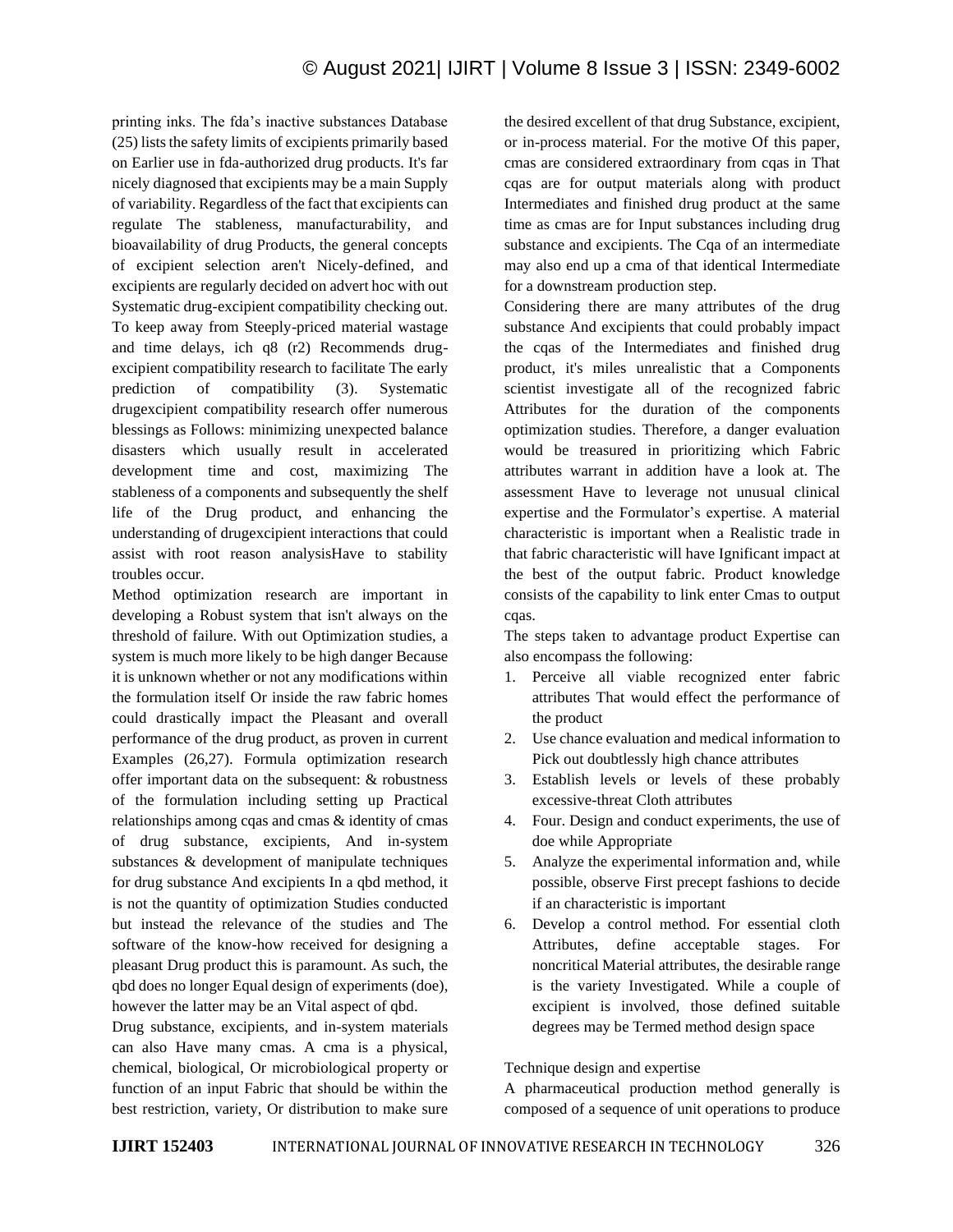printing inks. The fda's inactive substances Database (25) lists the safety limits of excipients primarily based on Earlier use in fda-authorized drug products. It's far nicely diagnosed that excipients may be a main Supply of variability. Regardless of the fact that excipients can regulate The stableness, manufacturability, and bioavailability of drug Products, the general concepts of excipient selection aren't Nicely-defined, and excipients are regularly decided on advert hoc with out Systematic drug-excipient compatibility checking out. To keep away from Steeply-priced material wastage and time delays, ich q8 (r2) Recommends drug-excipient compatibility research to facilitate The early prediction of compatibility (3). Systematic drugexcipient compatibility research offer numerous blessings as Follows: minimizing unexpected balance disasters which usually result in accelerated development time and cost, maximizing The stableness of a components and subsequently the shelf life of the Drug product, and enhancing the understanding of drugexcipient interactions that could assist with root reason analysisHave to stability troubles occur.

Method optimization research are important in developing a Robust system that isn't always on the threshold of failure. With out Optimization studies, a system is much more likely to be high danger Because it is unknown whether or not any modifications within the formulation itself Or inside the raw fabric homes could drastically impact the Pleasant and overall performance of the drug product, as proven in current Examples (26,27). Formula optimization research offer important data on the subsequent: & robustness of the formulation including setting up Practical relationships among cqas and cmas & identity of cmas of drug substance, excipients, And in-system substances & development of manipulate techniques for drug substance And excipients In a qbd method, it is not the quantity of optimization Studies conducted but instead the relevance of the studies and The software of the know-how received for designing a pleasant Drug product this is paramount. As such, the qbd does no longer Equal design of experiments (doe), however the latter may be an Vital aspect of qbd.

Drug substance, excipients, and in-system materials can also Have many cmas. A cma is a physical, chemical, biological, Or microbiological property or function of an input Fabric that should be within the best restriction, variety, Or distribution to make sure the desired excellent of that drug Substance, excipient, or in-process material. For the motive Of this paper, cmas are considered extraordinary from cqas in That cqas are for output materials along with product Intermediates and finished drug product at the same time as cmas are for Input substances including drug substance and excipients. The Cqa of an intermediate may also end up a cma of that identical Intermediate for a downstream production step.

Considering there are many attributes of the drug substance And excipients that could probably impact the cqas of the Intermediates and finished drug product, it's miles unrealistic that a Components scientist investigate all of the recognized fabric Attributes for the duration of the components optimization studies. Therefore, a danger evaluation would be treasured in prioritizing which Fabric attributes warrant in addition have a look at. The assessment Have to leverage not unusual clinical expertise and the Formulator's expertise. A material characteristic is important when a Realistic trade in that fabric characteristic will have Ignificant impact at the best of the output fabric. Product knowledge consists of the capability to link enter Cmas to output cqas.

The steps taken to advantage product Expertise can also encompass the following:

1. Perceive all viable recognized enter fabric attributes That would effect the performance of the product
2. Use chance evaluation and medical information to Pick out doubtlessly high chance attributes
3. Establish levels or levels of these probably excessive-threat Cloth attributes
4. Four. Design and conduct experiments, the use of doe while Appropriate
5. Analyze the experimental information and, while possible, observe First precept fashions to decide if an characteristic is important
6. Develop a control method. For essential cloth Attributes, define acceptable stages. For noncritical Material attributes, the desirable range is the variety Investigated. While a couple of excipient is involved, those defined suitable degrees may be Termed method design space

Technique design and expertise

A pharmaceutical production method generally is composed of a sequence of unit operations to produce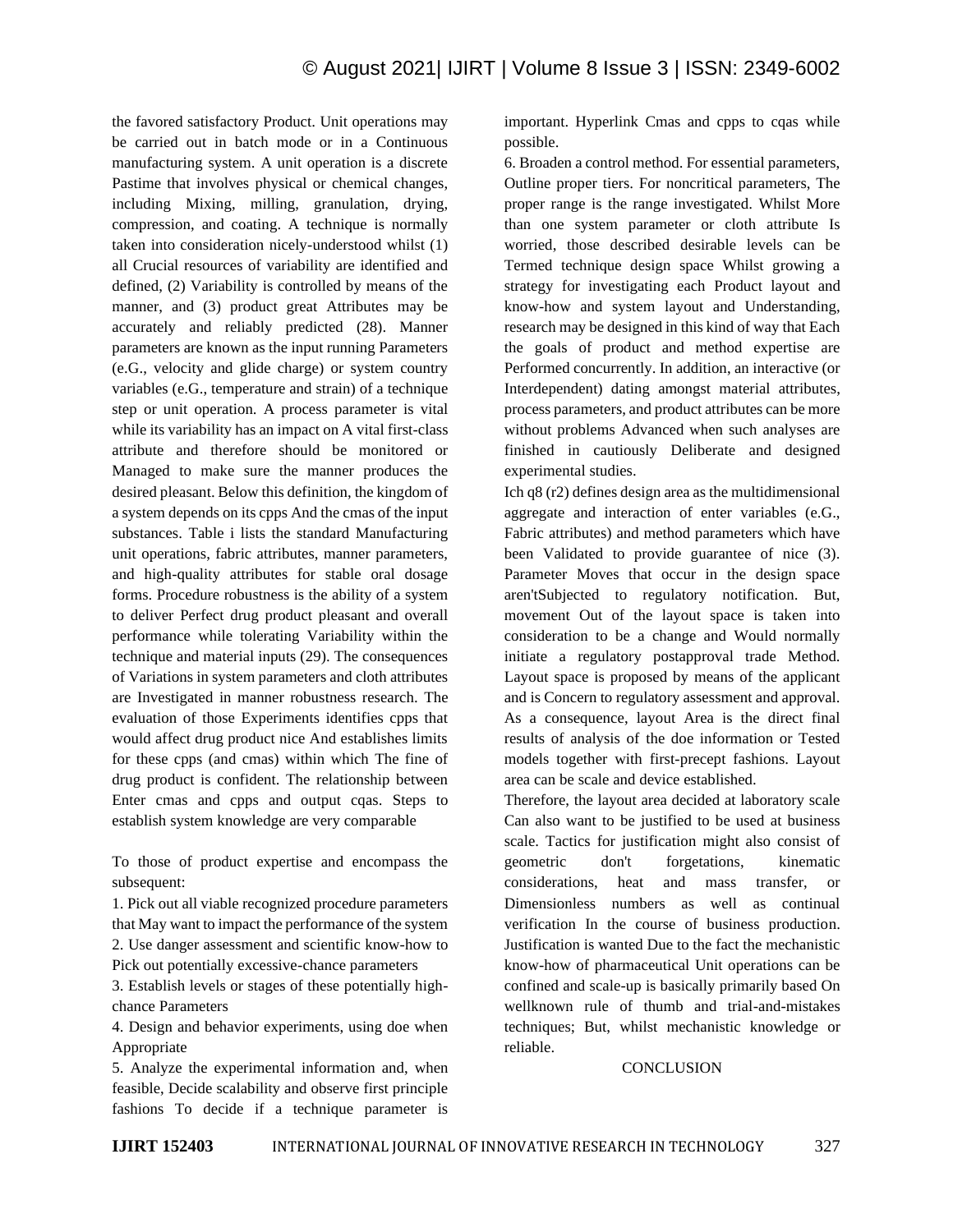the favored satisfactory Product. Unit operations may be carried out in batch mode or in a Continuous manufacturing system. A unit operation is a discrete Pastime that involves physical or chemical changes, including Mixing, milling, granulation, drying, compression, and coating. A technique is normally taken into consideration nicely-understood whilst (1) all Crucial resources of variability are identified and defined, (2) Variability is controlled by means of the manner, and (3) product great Attributes may be accurately and reliably predicted (28). Manner parameters are known as the input running Parameters (e.G., velocity and glide charge) or system country variables (e.G., temperature and strain) of a technique step or unit operation. A process parameter is vital while its variability has an impact on A vital first-class attribute and therefore should be monitored or Managed to make sure the manner produces the desired pleasant. Below this definition, the kingdom of a system depends on its cpps And the cmas of the input substances. Table i lists the standard Manufacturing unit operations, fabric attributes, manner parameters, and high-quality attributes for stable oral dosage forms. Procedure robustness is the ability of a system to deliver Perfect drug product pleasant and overall performance while tolerating Variability within the technique and material inputs (29). The consequences of Variations in system parameters and cloth attributes are Investigated in manner robustness research. The evaluation of those Experiments identifies cpps that would affect drug product nice And establishes limits for these cpps (and cmas) within which The fine of drug product is confident. The relationship between Enter cmas and cpps and output cqas. Steps to establish system knowledge are very comparable

To those of product expertise and encompass the subsequent:

1. Pick out all viable recognized procedure parameters that May want to impact the performance of the system
2. Use danger assessment and scientific know-how to Pick out potentially excessive-chance parameters
3. Establish levels or stages of these potentially high-chance Parameters
4. Design and behavior experiments, using doe when Appropriate
5. Analyze the experimental information and, when feasible, Decide scalability and observe first principle fashions To decide if a technique parameter is important. Hyperlink Cmas and cpps to cqas while possible.
6. Broaden a control method. For essential parameters, Outline proper tiers. For noncritical parameters, The proper range is the range investigated. Whilst More than one system parameter or cloth attribute Is worried, those described desirable levels can be Termed technique design space Whilst growing a strategy for investigating each Product layout and know-how and system layout and Understanding, research may be designed in this kind of way that Each the goals of product and method expertise are Performed concurrently. In addition, an interactive (or Interdependent) dating amongst material attributes, process parameters, and product attributes can be more without problems Advanced when such analyses are finished in cautiously Deliberate and designed experimental studies.

Ich q8 (r2) defines design area as the multidimensional aggregate and interaction of enter variables (e.G., Fabric attributes) and method parameters which have been Validated to provide guarantee of nice (3). Parameter Moves that occur in the design space aren'tSubjected to regulatory notification. But, movement Out of the layout space is taken into consideration to be a change and Would normally initiate a regulatory postapproval trade Method. Layout space is proposed by means of the applicant and is Concern to regulatory assessment and approval. As a consequence, layout Area is the direct final results of analysis of the doe information or Tested models together with first-precept fashions. Layout area can be scale and device established.

Therefore, the layout area decided at laboratory scale Can also want to be justified to be used at business scale. Tactics for justification might also consist of geometric don't forgetations, kinematic considerations, heat and mass transfer, or Dimensionless numbers as well as continual verification In the course of business production. Justification is wanted Due to the fact the mechanistic know-how of pharmaceutical Unit operations can be confined and scale-up is basically primarily based On wellknown rule of thumb and trial-and-mistakes techniques; But, whilst mechanistic knowledge or reliable.

## CONCLUSION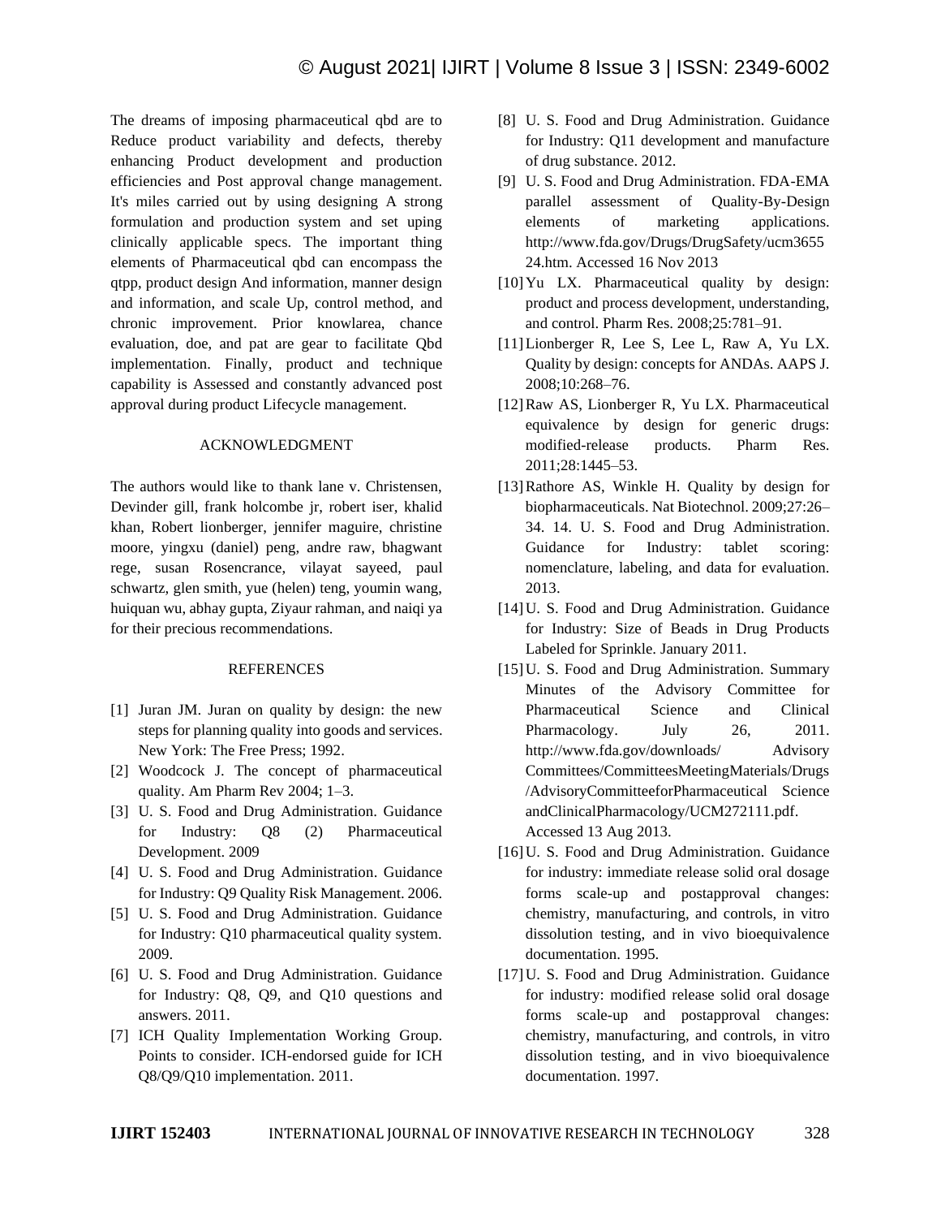The dreams of imposing pharmaceutical qbd are to Reduce product variability and defects, thereby enhancing Product development and production efficiencies and Post approval change management. It's miles carried out by using designing A strong formulation and production system and set uping clinically applicable specs. The important thing elements of Pharmaceutical qbd can encompass the qtpp, product design And information, manner design and information, and scale Up, control method, and chronic improvement. Prior knowlarea, chance evaluation, doe, and pat are gear to facilitate Qbd implementation. Finally, product and technique capability is Assessed and constantly advanced post approval during product Lifecycle management.

## ACKNOWLEDGMENT

The authors would like to thank lane v. Christensen, Devinder gill, frank holcombe jr, robert iser, khalid khan, Robert lionberger, jennifer maguire, christine moore, yingxu (daniel) peng, andre raw, bhagwant rege, susan Rosencrance, vilayat sayeed, paul schwartz, glen smith, yue (helen) teng, youmin wang, huiquan wu, abhay gupta, Ziyaur rahman, and naiqi ya for their precious recommendations.

## REFERENCES

[1] Juran JM. Juran on quality by design: the new steps for planning quality into goods and services. New York: The Free Press; 1992.

[2] Woodcock J. The concept of pharmaceutical quality. Am Pharm Rev 2004; 1–3.

[3] U. S. Food and Drug Administration. Guidance for Industry: Q8 (2) Pharmaceutical Development. 2009

[4] U. S. Food and Drug Administration. Guidance for Industry: Q9 Quality Risk Management. 2006.

[5] U. S. Food and Drug Administration. Guidance for Industry: Q10 pharmaceutical quality system. 2009.

[6] U. S. Food and Drug Administration. Guidance for Industry: Q8, Q9, and Q10 questions and answers. 2011.

[7] ICH Quality Implementation Working Group. Points to consider. ICH-endorsed guide for ICH Q8/Q9/Q10 implementation. 2011.

[8] U. S. Food and Drug Administration. Guidance for Industry: Q11 development and manufacture of drug substance. 2012.

[9] U. S. Food and Drug Administration. FDA-EMA parallel assessment of Quality-By-Design elements of marketing applications. http://www.fda.gov/Drugs/DrugSafety/ucm365524.htm. Accessed 16 Nov 2013

[10] Yu LX. Pharmaceutical quality by design: product and process development, understanding, and control. Pharm Res. 2008;25:781–91.

[11] Lionberger R, Lee S, Lee L, Raw A, Yu LX. Quality by design: concepts for ANDAs. AAPS J. 2008;10:268–76.

[12] Raw AS, Lionberger R, Yu LX. Pharmaceutical equivalence by design for generic drugs: modified-release products. Pharm Res. 2011;28:1445–53.

[13] Rathore AS, Winkle H. Quality by design for biopharmaceuticals. Nat Biotechnol. 2009;27:26–34. 14. U. S. Food and Drug Administration. Guidance for Industry: tablet scoring: nomenclature, labeling, and data for evaluation. 2013.

[14] U. S. Food and Drug Administration. Guidance for Industry: Size of Beads in Drug Products Labeled for Sprinkle. January 2011.

[15] U. S. Food and Drug Administration. Summary Minutes of the Advisory Committee for Pharmaceutical Science and Clinical Pharmacology. July 26, 2011. http://www.fda.gov/downloads/ Advisory Committees/CommitteesMeetingMaterials/Drugs/AdvisoryCommitteeforPharmaceutical Science andClinicalPharmacology/UCM272111.pdf. Accessed 13 Aug 2013.

[16] U. S. Food and Drug Administration. Guidance for industry: immediate release solid oral dosage forms scale-up and postapproval changes: chemistry, manufacturing, and controls, in vitro dissolution testing, and in vivo bioequivalence documentation. 1995.

[17] U. S. Food and Drug Administration. Guidance for industry: modified release solid oral dosage forms scale-up and postapproval changes: chemistry, manufacturing, and controls, in vitro dissolution testing, and in vivo bioequivalence documentation. 1997.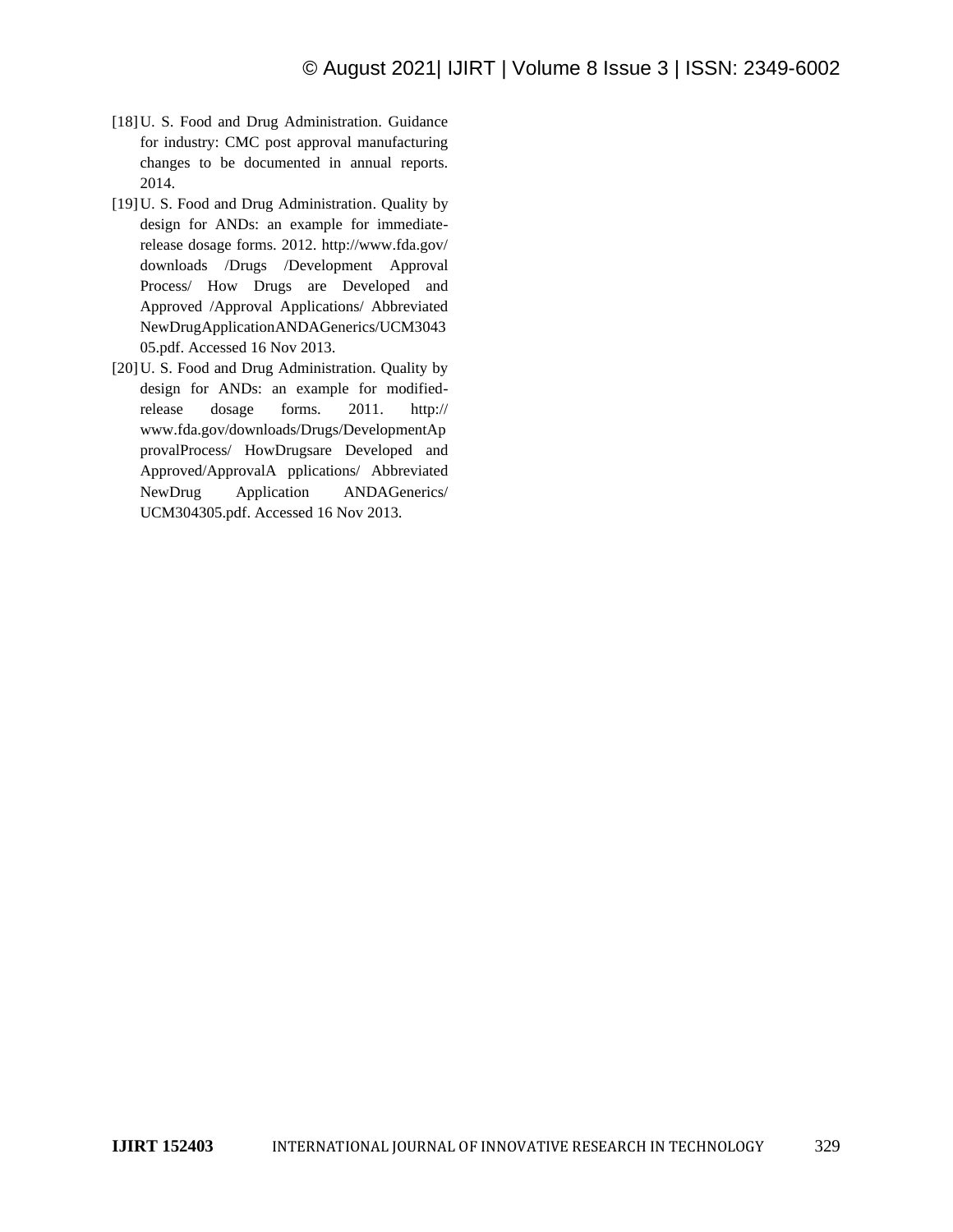[18] U. S. Food and Drug Administration. Guidance for industry: CMC post approval manufacturing changes to be documented in annual reports. 2014.

[19] U. S. Food and Drug Administration. Quality by design for ANDs: an example for immediate-release dosage forms. 2012. http://www.fda.gov/ downloads /Drugs /Development Approval Process/ How Drugs are Developed and Approved /Approval Applications/ Abbreviated NewDrugApplicationANDAGenerics/UCM304305.pdf. Accessed 16 Nov 2013.

[20] U. S. Food and Drug Administration. Quality by design for ANDs: an example for modified-release dosage forms. 2011. http:// www.fda.gov/downloads/Drugs/DevelopmentApprovalProcess/ HowDrugsare Developed and Approved/ApprovalA pplications/ Abbreviated NewDrug Application ANDAGenerics/ UCM304305.pdf. Accessed 16 Nov 2013.